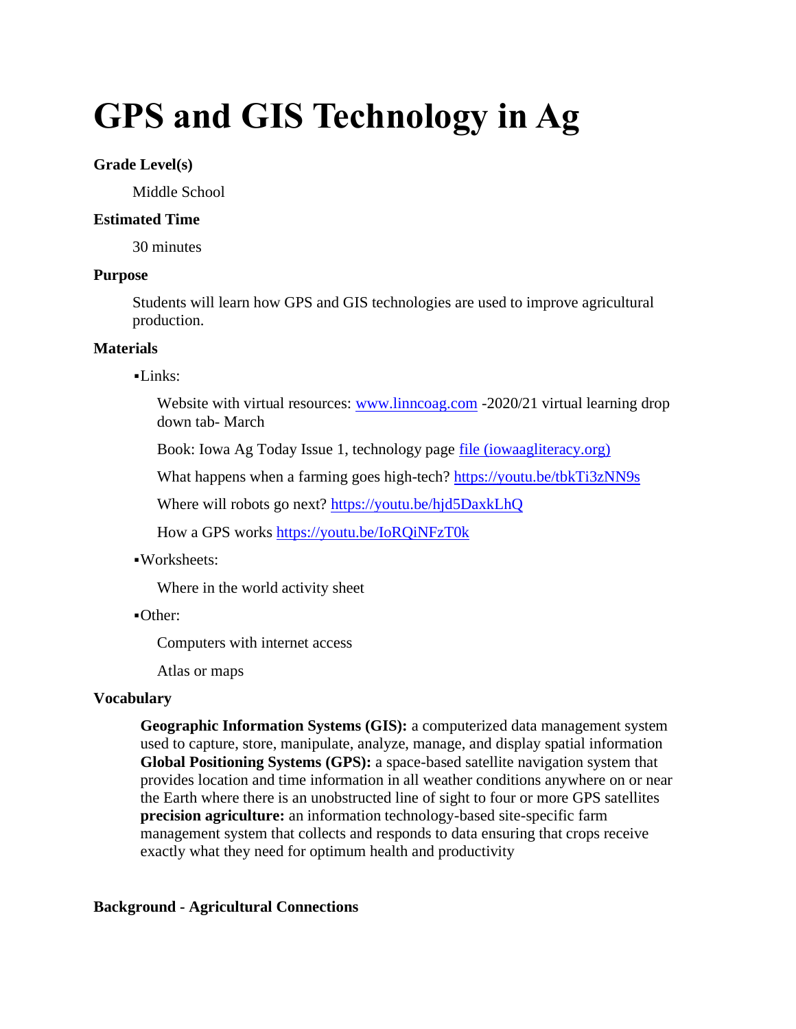# GPS and GIS Technology in Ag

**Grade Level(s)**

Middle School

**Estimated Time**

30 minutes

**Purpose**

Students will learn how GPS and GIS technologies are used to improve agricultural production.

**Materials**

- Links:

  Website with virtual resources: [www.linncoag.com](www.linncoag.com) -2020/21 virtual learning drop down tab- March

  Book: Iowa Ag Today Issue 1, technology page [file (iowaagliteracy.org)](iowaagliteracy.org)

  What happens when a farming goes high-tech? [https://youtu.be/tbkTi3zNN9s](https://youtu.be/tbkTi3zNN9s)

  Where will robots go next? [https://youtu.be/hjd5DaxkLhQ](https://youtu.be/hjd5DaxkLhQ)

  How a GPS works [https://youtu.be/IoRQiNFzT0k](https://youtu.be/IoRQiNFzT0k)

- Worksheets:

  Where in the world activity sheet

- Other:

  Computers with internet access

  Atlas or maps

**Vocabulary**

**Geographic Information Systems (GIS):** a computerized data management system used to capture, store, manipulate, analyze, manage, and display spatial information
**Global Positioning Systems (GPS):** a space-based satellite navigation system that provides location and time information in all weather conditions anywhere on or near the Earth where there is an unobstructed line of sight to four or more GPS satellites
**precision agriculture:** an information technology-based site-specific farm management system that collects and responds to data ensuring that crops receive exactly what they need for optimum health and productivity

**Background - Agricultural Connections**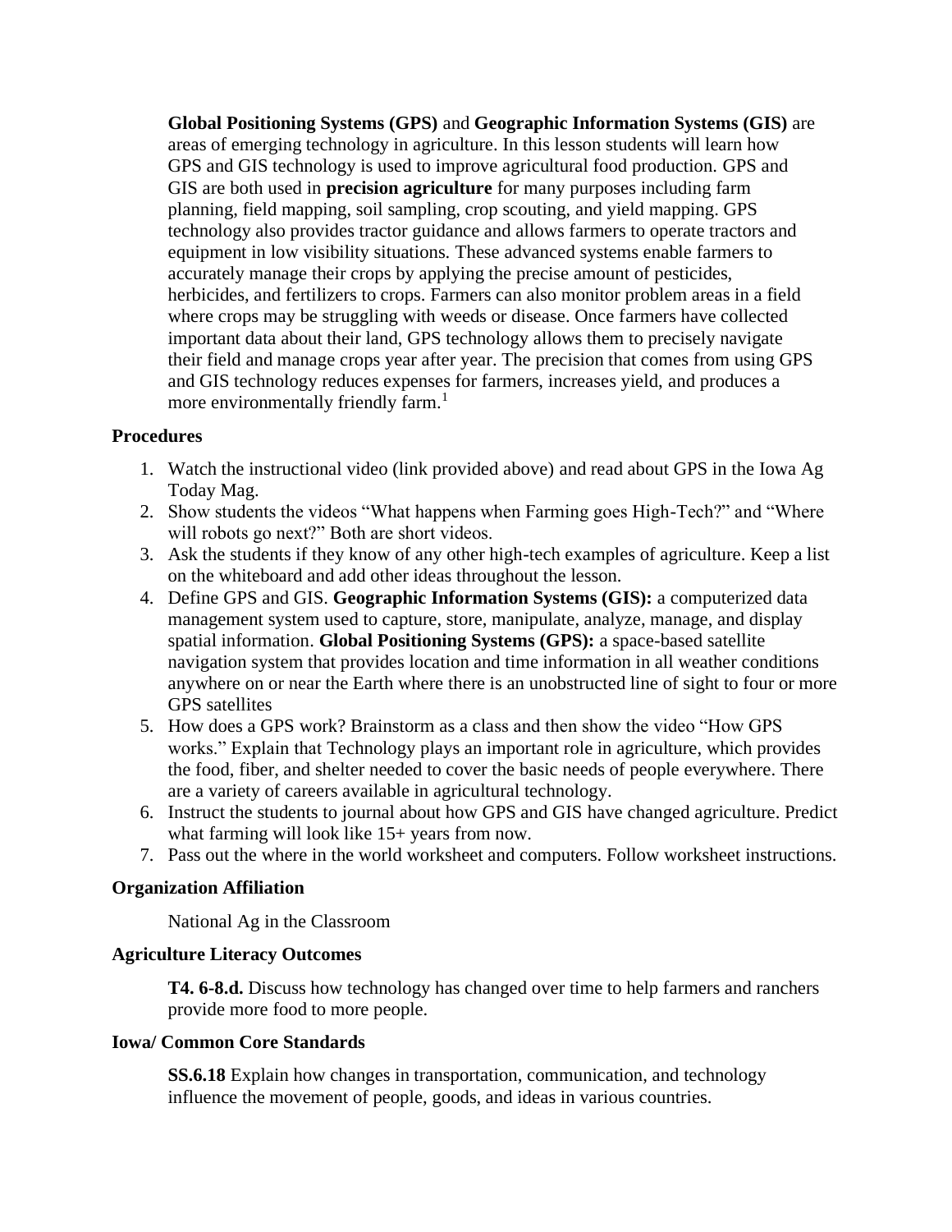**Global Positioning Systems (GPS)** and **Geographic Information Systems (GIS)** are areas of emerging technology in agriculture. In this lesson students will learn how GPS and GIS technology is used to improve agricultural food production. GPS and GIS are both used in **precision agriculture** for many purposes including farm planning, field mapping, soil sampling, crop scouting, and yield mapping. GPS technology also provides tractor guidance and allows farmers to operate tractors and equipment in low visibility situations. These advanced systems enable farmers to accurately manage their crops by applying the precise amount of pesticides, herbicides, and fertilizers to crops. Farmers can also monitor problem areas in a field where crops may be struggling with weeds or disease. Once farmers have collected important data about their land, GPS technology allows them to precisely navigate their field and manage crops year after year. The precision that comes from using GPS and GIS technology reduces expenses for farmers, increases yield, and produces a more environmentally friendly farm.[1]

### Procedures

1. Watch the instructional video (link provided above) and read about GPS in the Iowa Ag Today Mag.
2. Show students the videos "What happens when Farming goes High-Tech?" and "Where will robots go next?" Both are short videos.
3. Ask the students if they know of any other high-tech examples of agriculture. Keep a list on the whiteboard and add other ideas throughout the lesson.
4. Define GPS and GIS. **Geographic Information Systems (GIS):** a computerized data management system used to capture, store, manipulate, analyze, manage, and display spatial information. **Global Positioning Systems (GPS):** a space-based satellite navigation system that provides location and time information in all weather conditions anywhere on or near the Earth where there is an unobstructed line of sight to four or more GPS satellites
5. How does a GPS work? Brainstorm as a class and then show the video "How GPS works." Explain that Technology plays an important role in agriculture, which provides the food, fiber, and shelter needed to cover the basic needs of people everywhere. There are a variety of careers available in agricultural technology.
6. Instruct the students to journal about how GPS and GIS have changed agriculture. Predict what farming will look like 15+ years from now.
7. Pass out the where in the world worksheet and computers. Follow worksheet instructions.

### Organization Affiliation

National Ag in the Classroom

### Agriculture Literacy Outcomes

**T4. 6-8.d.** Discuss how technology has changed over time to help farmers and ranchers provide more food to more people.

### Iowa/ Common Core Standards

**SS.6.18** Explain how changes in transportation, communication, and technology influence the movement of people, goods, and ideas in various countries.